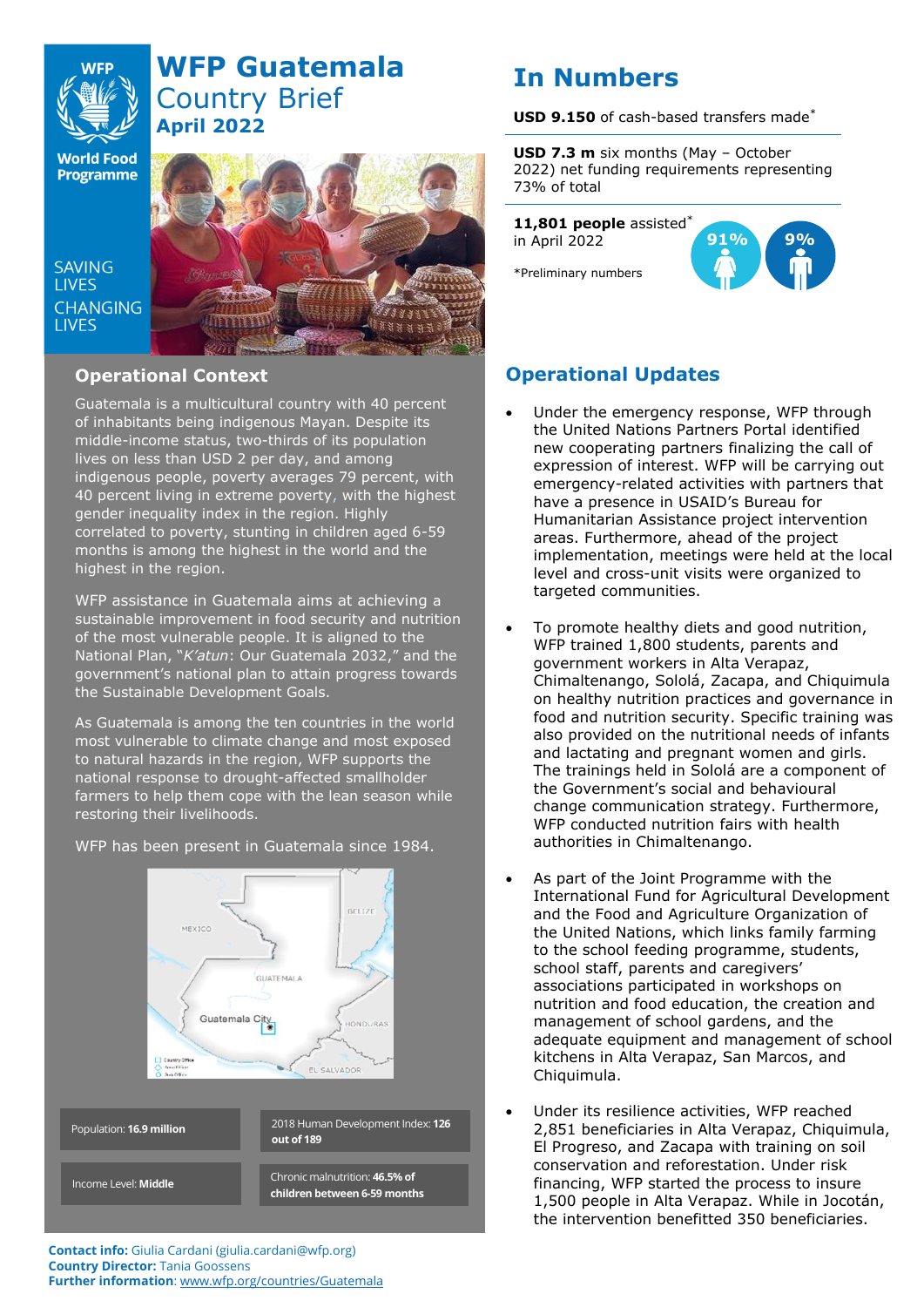# WFP Guatemala Country Brief

**April 2022**

SAVING LIVES CHANGING LIVES

## Operational Context

Guatemala is a multicultural country with 40 percent of inhabitants being indigenous Mayan. Despite its middle-income status, two-thirds of its population lives on less than USD 2 per day, and among indigenous people, poverty averages 79 percent, with 40 percent living in extreme poverty, with the highest gender inequality index in the region. Highly correlated to poverty, stunting in children aged 6-59 months is among the highest in the world and the highest in the region.

WFP assistance in Guatemala aims at achieving a sustainable improvement in food security and nutrition of the most vulnerable people. It is aligned to the National Plan, "*K'atun*: Our Guatemala 2032," and the government's national plan to attain progress towards the Sustainable Development Goals.

As Guatemala is among the ten countries in the world most vulnerable to climate change and most exposed to natural hazards in the region, WFP supports the national response to drought-affected smallholder farmers to help them cope with the lean season while restoring their livelihoods.

WFP has been present in Guatemala since 1984.

| | |
|---|---|
| Population: **16.9 million** | 2018 Human Development Index: **126 out of 189** |
| Income Level: **Middle** | Chronic malnutrition: **46.5% of children between 6-59 months** |

**Contact info:** Giulia Cardani (giulia.cardani@wfp.org)
**Country Director:** Tania Goossens
**Further information**: www.wfp.org/countries/Guatemala

## In Numbers

**USD 9.150** of cash-based transfers made*

**USD 7.3 m** six months (May – October 2022) net funding requirements representing 73% of total

**11,801 people** assisted* in April 2022

91% 9%

*Preliminary numbers

## Operational Updates

- Under the emergency response, WFP through the United Nations Partners Portal identified new cooperating partners finalizing the call of expression of interest. WFP will be carrying out emergency-related activities with partners that have a presence in USAID's Bureau for Humanitarian Assistance project intervention areas. Furthermore, ahead of the project implementation, meetings were held at the local level and cross-unit visits were organized to targeted communities.

- To promote healthy diets and good nutrition, WFP trained 1,800 students, parents and government workers in Alta Verapaz, Chimaltenango, Sololá, Zacapa, and Chiquimula on healthy nutrition practices and governance in food and nutrition security. Specific training was also provided on the nutritional needs of infants and lactating and pregnant women and girls. The trainings held in Sololá are a component of the Government's social and behavioural change communication strategy. Furthermore, WFP conducted nutrition fairs with health authorities in Chimaltenango.

- As part of the Joint Programme with the International Fund for Agricultural Development and the Food and Agriculture Organization of the United Nations, which links family farming to the school feeding programme, students, school staff, parents and caregivers' associations participated in workshops on nutrition and food education, the creation and management of school gardens, and the adequate equipment and management of school kitchens in Alta Verapaz, San Marcos, and Chiquimula.

- Under its resilience activities, WFP reached 2,851 beneficiaries in Alta Verapaz, Chiquimula, El Progreso, and Zacapa with training on soil conservation and reforestation. Under risk financing, WFP started the process to insure 1,500 people in Alta Verapaz. While in Jocotán, the intervention benefitted 350 beneficiaries.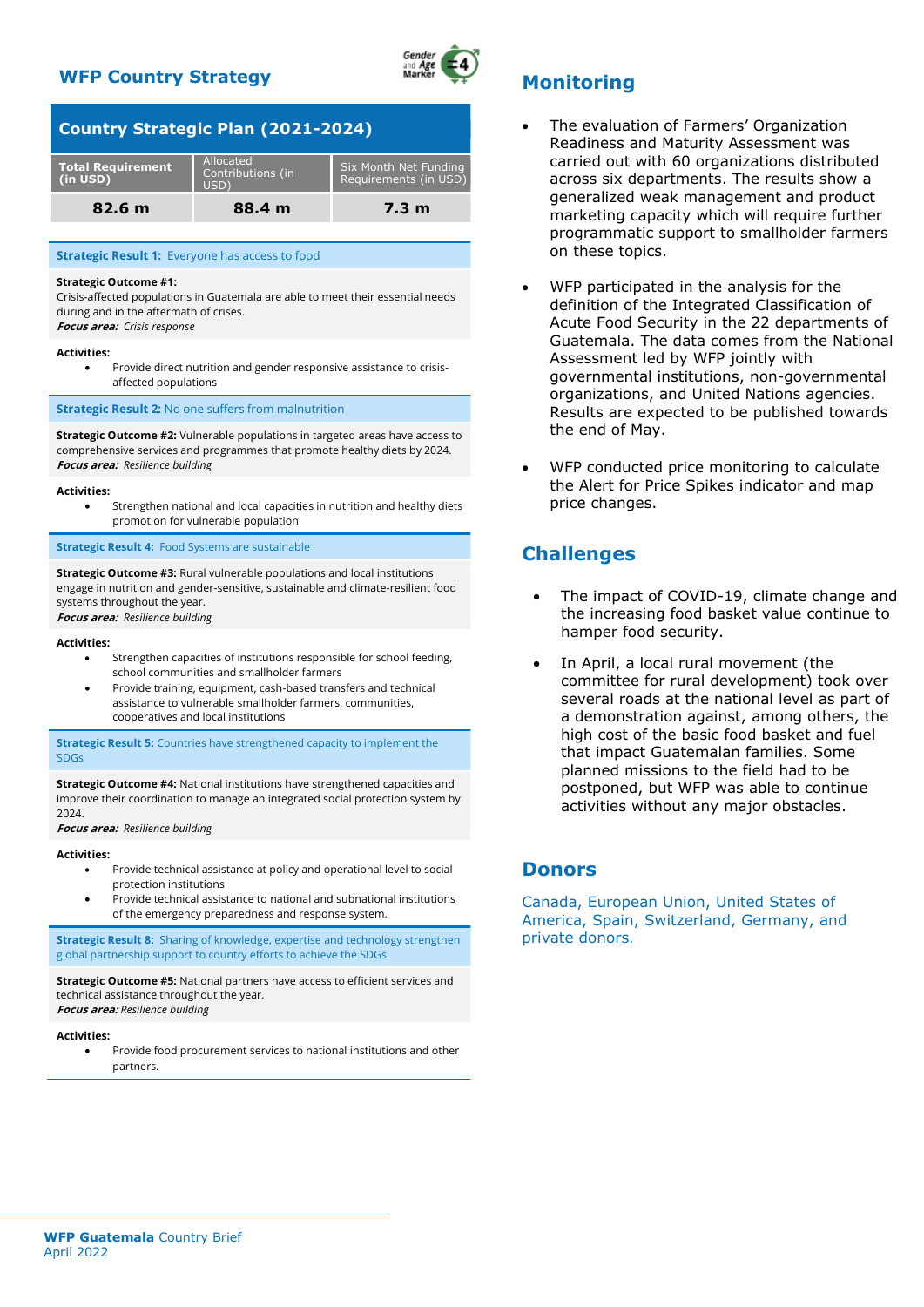## WFP Country Strategy

### Country Strategic Plan (2021-2024)

| Total Requirement (in USD) | Allocated Contributions (in USD) | Six Month Net Funding Requirements (in USD) |
| --- | --- | --- |
| 82.6 m | 88.4 m | 7.3 m |

**Strategic Result 1:** Everyone has access to food

**Strategic Outcome #1:**
Crisis-affected populations in Guatemala are able to meet their essential needs during and in the aftermath of crises.
***Focus area:*** *Crisis response*

**Activities:**

- Provide direct nutrition and gender responsive assistance to crisis-affected populations

**Strategic Result 2:** No one suffers from malnutrition

**Strategic Outcome #2:** Vulnerable populations in targeted areas have access to comprehensive services and programmes that promote healthy diets by 2024.
***Focus area:*** *Resilience building*

**Activities:**

- Strengthen national and local capacities in nutrition and healthy diets promotion for vulnerable population

**Strategic Result 4:** Food Systems are sustainable

**Strategic Outcome #3:** Rural vulnerable populations and local institutions engage in nutrition and gender-sensitive, sustainable and climate-resilient food systems throughout the year.
***Focus area:*** *Resilience building*

**Activities:**

- Strengthen capacities of institutions responsible for school feeding, school communities and smallholder farmers
- Provide training, equipment, cash-based transfers and technical assistance to vulnerable smallholder farmers, communities, cooperatives and local institutions

**Strategic Result 5:** Countries have strengthened capacity to implement the SDGs

**Strategic Outcome #4:** National institutions have strengthened capacities and improve their coordination to manage an integrated social protection system by 2024.
***Focus area:*** *Resilience building*

**Activities:**

- Provide technical assistance at policy and operational level to social protection institutions
- Provide technical assistance to national and subnational institutions of the emergency preparedness and response system.

**Strategic Result 8:** Sharing of knowledge, expertise and technology strengthen global partnership support to country efforts to achieve the SDGs

**Strategic Outcome #5:** National partners have access to efficient services and technical assistance throughout the year.
***Focus area:*** *Resilience building*

**Activities:**

- Provide food procurement services to national institutions and other partners.

## Monitoring

- The evaluation of Farmers' Organization Readiness and Maturity Assessment was carried out with 60 organizations distributed across six departments. The results show a generalized weak management and product marketing capacity which will require further programmatic support to smallholder farmers on these topics.
- WFP participated in the analysis for the definition of the Integrated Classification of Acute Food Security in the 22 departments of Guatemala. The data comes from the National Assessment led by WFP jointly with governmental institutions, non-governmental organizations, and United Nations agencies. Results are expected to be published towards the end of May.
- WFP conducted price monitoring to calculate the Alert for Price Spikes indicator and map price changes.

## Challenges

- The impact of COVID-19, climate change and the increasing food basket value continue to hamper food security.
- In April, a local rural movement (the committee for rural development) took over several roads at the national level as part of a demonstration against, among others, the high cost of the basic food basket and fuel that impact Guatemalan families. Some planned missions to the field had to be postponed, but WFP was able to continue activities without any major obstacles.

## Donors

Canada, European Union, United States of America, Spain, Switzerland, Germany, and private donors.